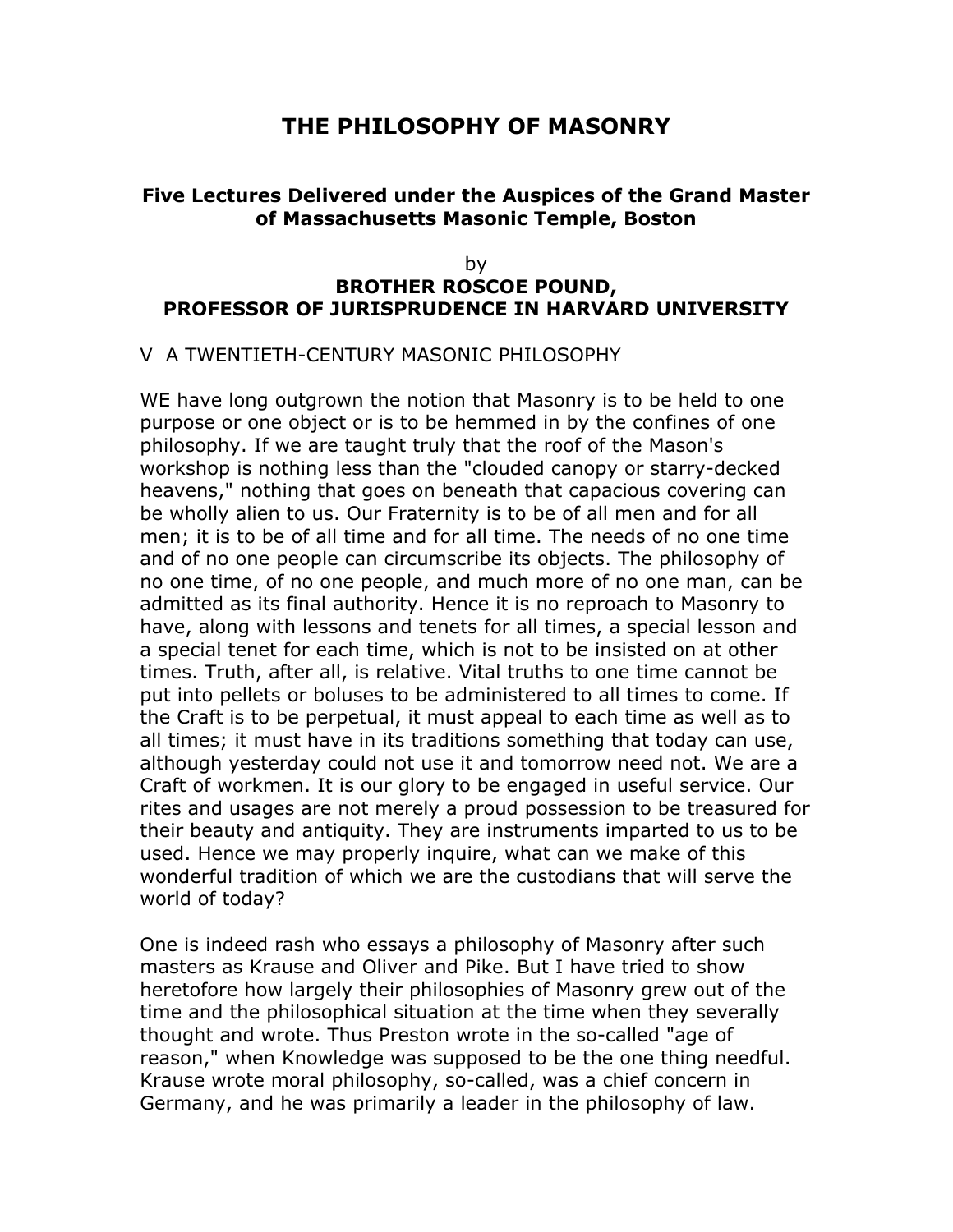# THE PHILOSOPHY OF MASONRY

### Five Lectures Delivered under the Auspices of the Grand Master of Massachusetts Masonic Temple, Boston

by

**BROTHER ROSCOE POUND, PROFESSOR OF JURISPRUDENCE IN HARVARD UNIVERSITY**

## V A TWENTIETH-CENTURY MASONIC PHILOSOPHY

WE have long outgrown the notion that Masonry is to be held to one purpose or one object or is to be hemmed in by the confines of one philosophy. If we are taught truly that the roof of the Mason's workshop is nothing less than the "clouded canopy or starry-decked heavens," nothing that goes on beneath that capacious covering can be wholly alien to us. Our Fraternity is to be of all men and for all men; it is to be of all time and for all time. The needs of no one time and of no one people can circumscribe its objects. The philosophy of no one time, of no one people, and much more of no one man, can be admitted as its final authority. Hence it is no reproach to Masonry to have, along with lessons and tenets for all times, a special lesson and a special tenet for each time, which is not to be insisted on at other times. Truth, after all, is relative. Vital truths to one time cannot be put into pellets or boluses to be administered to all times to come. If the Craft is to be perpetual, it must appeal to each time as well as to all times; it must have in its traditions something that today can use, although yesterday could not use it and tomorrow need not. We are a Craft of workmen. It is our glory to be engaged in useful service. Our rites and usages are not merely a proud possession to be treasured for their beauty and antiquity. They are instruments imparted to us to be used. Hence we may properly inquire, what can we make of this wonderful tradition of which we are the custodians that will serve the world of today?

One is indeed rash who essays a philosophy of Masonry after such masters as Krause and Oliver and Pike. But I have tried to show heretofore how largely their philosophies of Masonry grew out of the time and the philosophical situation at the time when they severally thought and wrote. Thus Preston wrote in the so-called "age of reason," when Knowledge was supposed to be the one thing needful. Krause wrote moral philosophy, so-called, was a chief concern in Germany, and he was primarily a leader in the philosophy of law.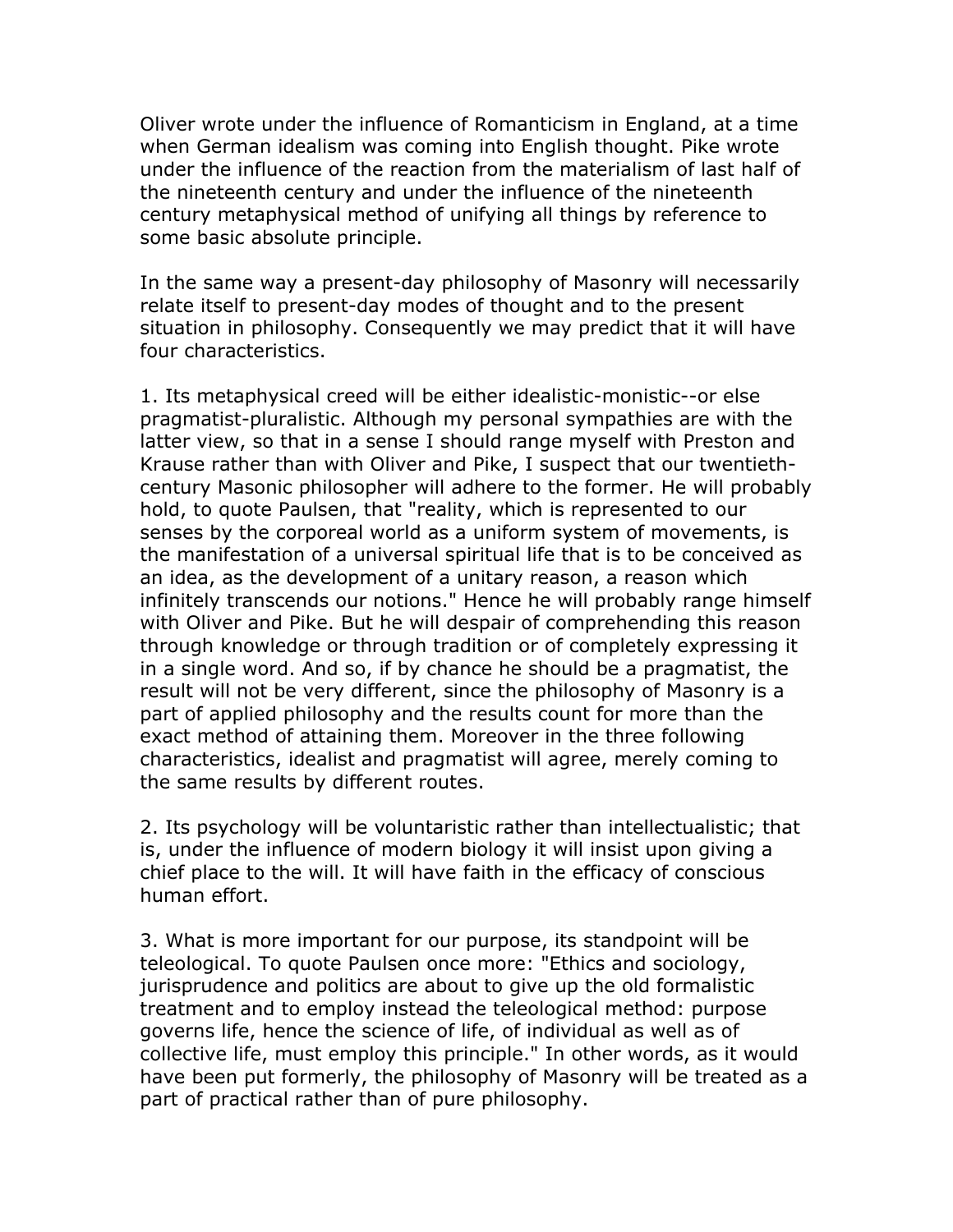Oliver wrote under the influence of Romanticism in England, at a time when German idealism was coming into English thought. Pike wrote under the influence of the reaction from the materialism of last half of the nineteenth century and under the influence of the nineteenth century metaphysical method of unifying all things by reference to some basic absolute principle.

In the same way a present-day philosophy of Masonry will necessarily relate itself to present-day modes of thought and to the present situation in philosophy. Consequently we may predict that it will have four characteristics.

1. Its metaphysical creed will be either idealistic-monistic--or else pragmatist-pluralistic. Although my personal sympathies are with the latter view, so that in a sense I should range myself with Preston and Krause rather than with Oliver and Pike, I suspect that our twentieth-century Masonic philosopher will adhere to the former. He will probably hold, to quote Paulsen, that "reality, which is represented to our senses by the corporeal world as a uniform system of movements, is the manifestation of a universal spiritual life that is to be conceived as an idea, as the development of a unitary reason, a reason which infinitely transcends our notions." Hence he will probably range himself with Oliver and Pike. But he will despair of comprehending this reason through knowledge or through tradition or of completely expressing it in a single word. And so, if by chance he should be a pragmatist, the result will not be very different, since the philosophy of Masonry is a part of applied philosophy and the results count for more than the exact method of attaining them. Moreover in the three following characteristics, idealist and pragmatist will agree, merely coming to the same results by different routes.

2. Its psychology will be voluntaristic rather than intellectualistic; that is, under the influence of modern biology it will insist upon giving a chief place to the will. It will have faith in the efficacy of conscious human effort.

3. What is more important for our purpose, its standpoint will be teleological. To quote Paulsen once more: "Ethics and sociology, jurisprudence and politics are about to give up the old formalistic treatment and to employ instead the teleological method: purpose governs life, hence the science of life, of individual as well as of collective life, must employ this principle." In other words, as it would have been put formerly, the philosophy of Masonry will be treated as a part of practical rather than of pure philosophy.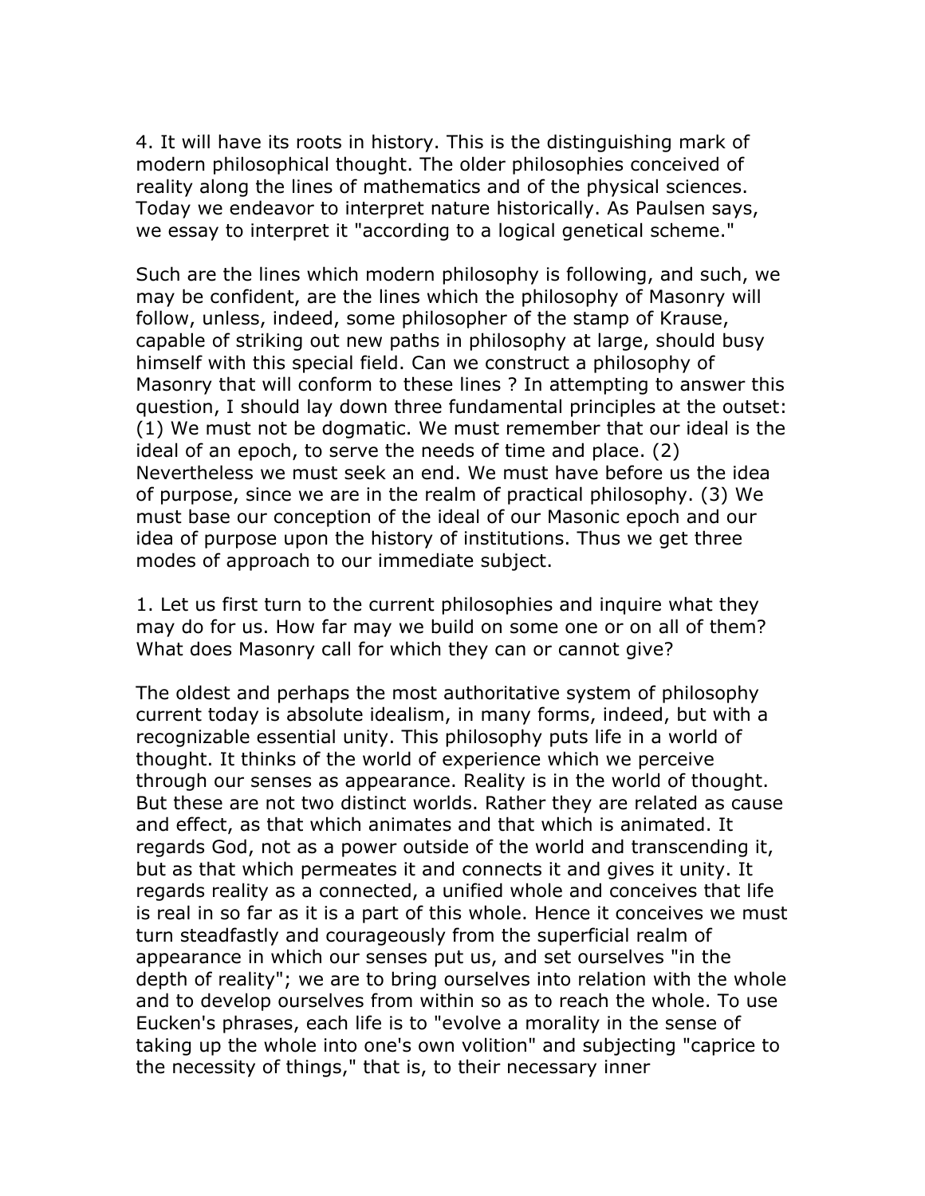4. It will have its roots in history. This is the distinguishing mark of modern philosophical thought. The older philosophies conceived of reality along the lines of mathematics and of the physical sciences. Today we endeavor to interpret nature historically. As Paulsen says, we essay to interpret it "according to a logical genetical scheme."

Such are the lines which modern philosophy is following, and such, we may be confident, are the lines which the philosophy of Masonry will follow, unless, indeed, some philosopher of the stamp of Krause, capable of striking out new paths in philosophy at large, should busy himself with this special field. Can we construct a philosophy of Masonry that will conform to these lines ? In attempting to answer this question, I should lay down three fundamental principles at the outset: (1) We must not be dogmatic. We must remember that our ideal is the ideal of an epoch, to serve the needs of time and place. (2) Nevertheless we must seek an end. We must have before us the idea of purpose, since we are in the realm of practical philosophy. (3) We must base our conception of the ideal of our Masonic epoch and our idea of purpose upon the history of institutions. Thus we get three modes of approach to our immediate subject.

1. Let us first turn to the current philosophies and inquire what they may do for us. How far may we build on some one or on all of them? What does Masonry call for which they can or cannot give?

The oldest and perhaps the most authoritative system of philosophy current today is absolute idealism, in many forms, indeed, but with a recognizable essential unity. This philosophy puts life in a world of thought. It thinks of the world of experience which we perceive through our senses as appearance. Reality is in the world of thought. But these are not two distinct worlds. Rather they are related as cause and effect, as that which animates and that which is animated. It regards God, not as a power outside of the world and transcending it, but as that which permeates it and connects it and gives it unity. It regards reality as a connected, a unified whole and conceives that life is real in so far as it is a part of this whole. Hence it conceives we must turn steadfastly and courageously from the superficial realm of appearance in which our senses put us, and set ourselves "in the depth of reality"; we are to bring ourselves into relation with the whole and to develop ourselves from within so as to reach the whole. To use Eucken's phrases, each life is to "evolve a morality in the sense of taking up the whole into one's own volition" and subjecting "caprice to the necessity of things," that is, to their necessary inner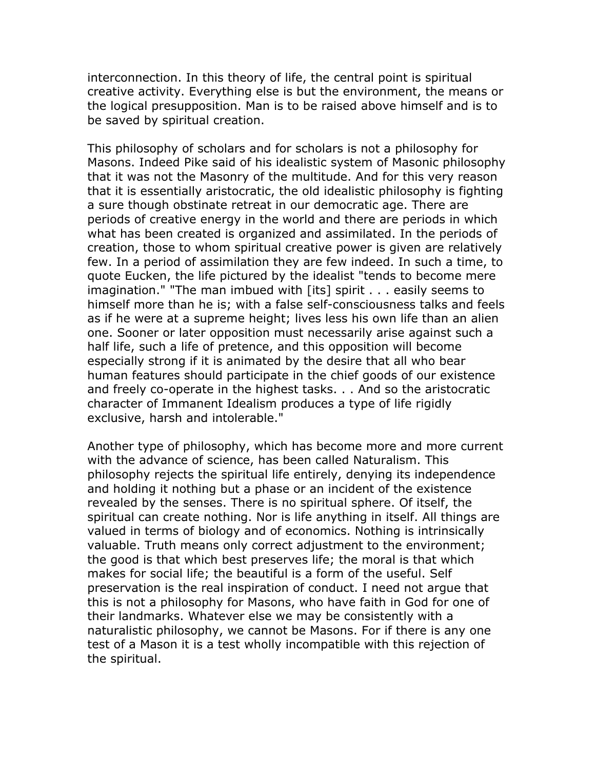interconnection. In this theory of life, the central point is spiritual creative activity. Everything else is but the environment, the means or the logical presupposition. Man is to be raised above himself and is to be saved by spiritual creation.

This philosophy of scholars and for scholars is not a philosophy for Masons. Indeed Pike said of his idealistic system of Masonic philosophy that it was not the Masonry of the multitude. And for this very reason that it is essentially aristocratic, the old idealistic philosophy is fighting a sure though obstinate retreat in our democratic age. There are periods of creative energy in the world and there are periods in which what has been created is organized and assimilated. In the periods of creation, those to whom spiritual creative power is given are relatively few. In a period of assimilation they are few indeed. In such a time, to quote Eucken, the life pictured by the idealist "tends to become mere imagination." "The man imbued with [its] spirit . . . easily seems to himself more than he is; with a false self-consciousness talks and feels as if he were at a supreme height; lives less his own life than an alien one. Sooner or later opposition must necessarily arise against such a half life, such a life of pretence, and this opposition will become especially strong if it is animated by the desire that all who bear human features should participate in the chief goods of our existence and freely co-operate in the highest tasks. . . And so the aristocratic character of Immanent Idealism produces a type of life rigidly exclusive, harsh and intolerable."

Another type of philosophy, which has become more and more current with the advance of science, has been called Naturalism. This philosophy rejects the spiritual life entirely, denying its independence and holding it nothing but a phase or an incident of the existence revealed by the senses. There is no spiritual sphere. Of itself, the spiritual can create nothing. Nor is life anything in itself. All things are valued in terms of biology and of economics. Nothing is intrinsically valuable. Truth means only correct adjustment to the environment; the good is that which best preserves life; the moral is that which makes for social life; the beautiful is a form of the useful. Self preservation is the real inspiration of conduct. I need not argue that this is not a philosophy for Masons, who have faith in God for one of their landmarks. Whatever else we may be consistently with a naturalistic philosophy, we cannot be Masons. For if there is any one test of a Mason it is a test wholly incompatible with this rejection of the spiritual.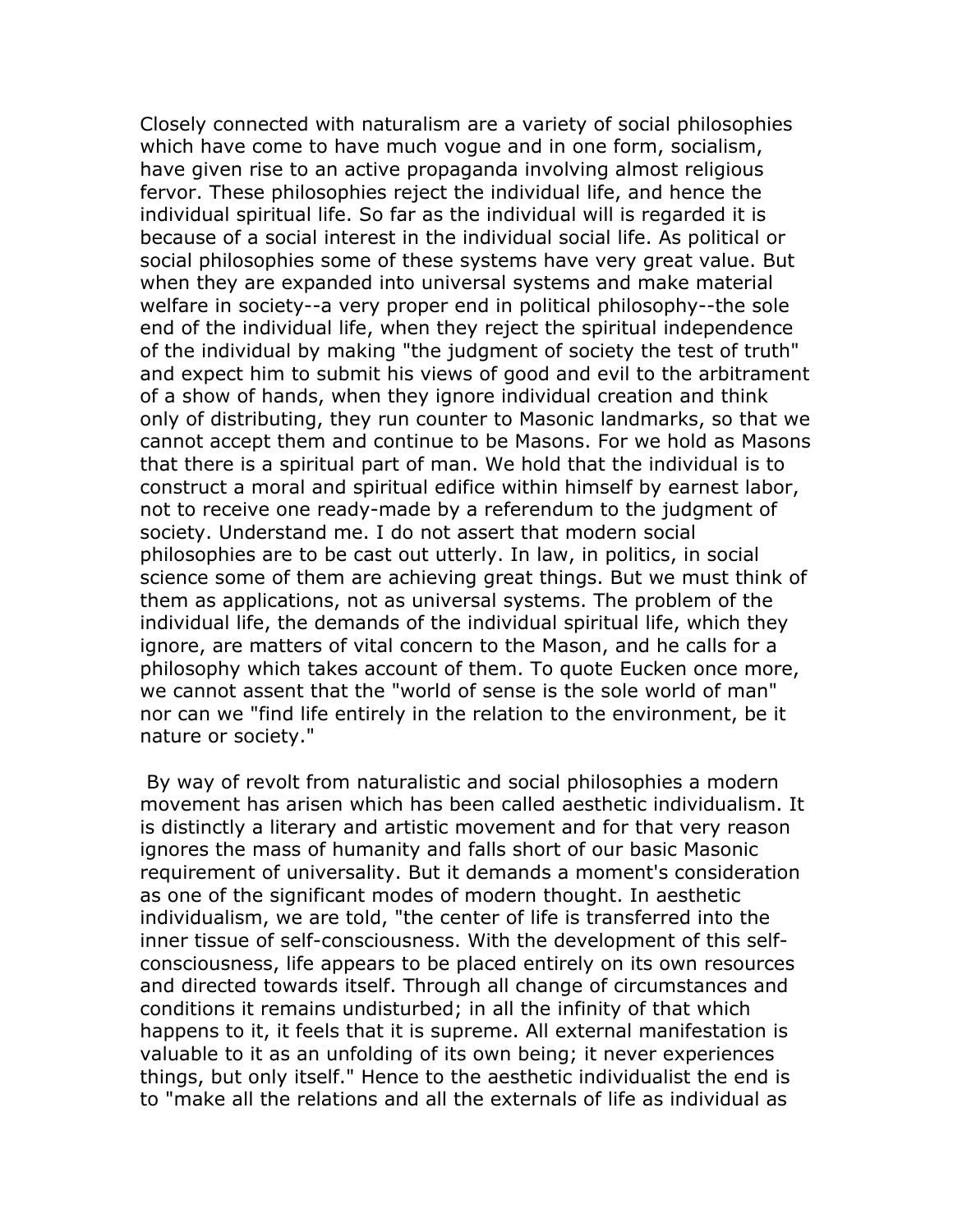Closely connected with naturalism are a variety of social philosophies which have come to have much vogue and in one form, socialism, have given rise to an active propaganda involving almost religious fervor. These philosophies reject the individual life, and hence the individual spiritual life. So far as the individual will is regarded it is because of a social interest in the individual social life. As political or social philosophies some of these systems have very great value. But when they are expanded into universal systems and make material welfare in society--a very proper end in political philosophy--the sole end of the individual life, when they reject the spiritual independence of the individual by making "the judgment of society the test of truth" and expect him to submit his views of good and evil to the arbitrament of a show of hands, when they ignore individual creation and think only of distributing, they run counter to Masonic landmarks, so that we cannot accept them and continue to be Masons. For we hold as Masons that there is a spiritual part of man. We hold that the individual is to construct a moral and spiritual edifice within himself by earnest labor, not to receive one ready-made by a referendum to the judgment of society. Understand me. I do not assert that modern social philosophies are to be cast out utterly. In law, in politics, in social science some of them are achieving great things. But we must think of them as applications, not as universal systems. The problem of the individual life, the demands of the individual spiritual life, which they ignore, are matters of vital concern to the Mason, and he calls for a philosophy which takes account of them. To quote Eucken once more, we cannot assent that the "world of sense is the sole world of man" nor can we "find life entirely in the relation to the environment, be it nature or society."

By way of revolt from naturalistic and social philosophies a modern movement has arisen which has been called aesthetic individualism. It is distinctly a literary and artistic movement and for that very reason ignores the mass of humanity and falls short of our basic Masonic requirement of universality. But it demands a moment's consideration as one of the significant modes of modern thought. In aesthetic individualism, we are told, "the center of life is transferred into the inner tissue of self-consciousness. With the development of this self-consciousness, life appears to be placed entirely on its own resources and directed towards itself. Through all change of circumstances and conditions it remains undisturbed; in all the infinity of that which happens to it, it feels that it is supreme. All external manifestation is valuable to it as an unfolding of its own being; it never experiences things, but only itself." Hence to the aesthetic individualist the end is to "make all the relations and all the externals of life as individual as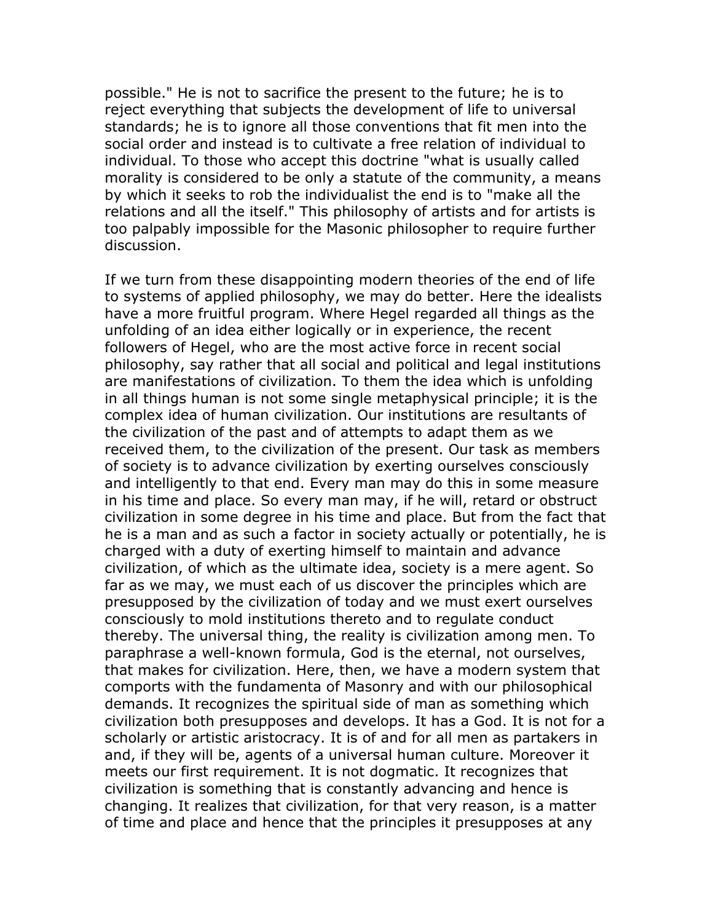possible." He is not to sacrifice the present to the future; he is to reject everything that subjects the development of life to universal standards; he is to ignore all those conventions that fit men into the social order and instead is to cultivate a free relation of individual to individual. To those who accept this doctrine "what is usually called morality is considered to be only a statute of the community, a means by which it seeks to rob the individualist the end is to "make all the relations and all the itself." This philosophy of artists and for artists is too palpably impossible for the Masonic philosopher to require further discussion.

If we turn from these disappointing modern theories of the end of life to systems of applied philosophy, we may do better. Here the idealists have a more fruitful program. Where Hegel regarded all things as the unfolding of an idea either logically or in experience, the recent followers of Hegel, who are the most active force in recent social philosophy, say rather that all social and political and legal institutions are manifestations of civilization. To them the idea which is unfolding in all things human is not some single metaphysical principle; it is the complex idea of human civilization. Our institutions are resultants of the civilization of the past and of attempts to adapt them as we received them, to the civilization of the present. Our task as members of society is to advance civilization by exerting ourselves consciously and intelligently to that end. Every man may do this in some measure in his time and place. So every man may, if he will, retard or obstruct civilization in some degree in his time and place. But from the fact that he is a man and as such a factor in society actually or potentially, he is charged with a duty of exerting himself to maintain and advance civilization, of which as the ultimate idea, society is a mere agent. So far as we may, we must each of us discover the principles which are presupposed by the civilization of today and we must exert ourselves consciously to mold institutions thereto and to regulate conduct thereby. The universal thing, the reality is civilization among men. To paraphrase a well-known formula, God is the eternal, not ourselves, that makes for civilization. Here, then, we have a modern system that comports with the fundamenta of Masonry and with our philosophical demands. It recognizes the spiritual side of man as something which civilization both presupposes and develops. It has a God. It is not for a scholarly or artistic aristocracy. It is of and for all men as partakers in and, if they will be, agents of a universal human culture. Moreover it meets our first requirement. It is not dogmatic. It recognizes that civilization is something that is constantly advancing and hence is changing. It realizes that civilization, for that very reason, is a matter of time and place and hence that the principles it presupposes at any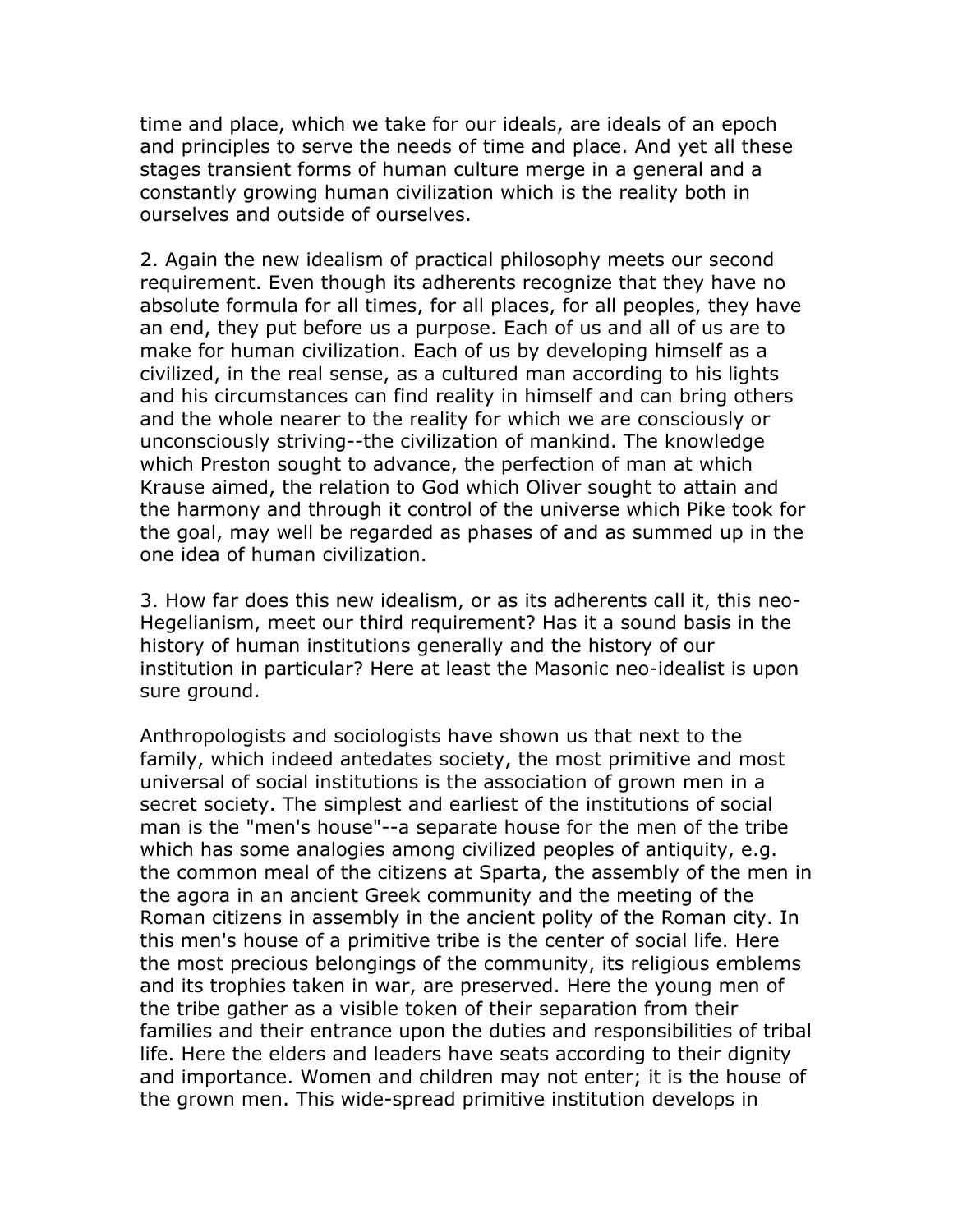time and place, which we take for our ideals, are ideals of an epoch and principles to serve the needs of time and place. And yet all these stages transient forms of human culture merge in a general and a constantly growing human civilization which is the reality both in ourselves and outside of ourselves.

2. Again the new idealism of practical philosophy meets our second requirement. Even though its adherents recognize that they have no absolute formula for all times, for all places, for all peoples, they have an end, they put before us a purpose. Each of us and all of us are to make for human civilization. Each of us by developing himself as a civilized, in the real sense, as a cultured man according to his lights and his circumstances can find reality in himself and can bring others and the whole nearer to the reality for which we are consciously or unconsciously striving--the civilization of mankind. The knowledge which Preston sought to advance, the perfection of man at which Krause aimed, the relation to God which Oliver sought to attain and the harmony and through it control of the universe which Pike took for the goal, may well be regarded as phases of and as summed up in the one idea of human civilization.

3. How far does this new idealism, or as its adherents call it, this neo-Hegelianism, meet our third requirement? Has it a sound basis in the history of human institutions generally and the history of our institution in particular? Here at least the Masonic neo-idealist is upon sure ground.

Anthropologists and sociologists have shown us that next to the family, which indeed antedates society, the most primitive and most universal of social institutions is the association of grown men in a secret society. The simplest and earliest of the institutions of social man is the "men's house"--a separate house for the men of the tribe which has some analogies among civilized peoples of antiquity, e.g. the common meal of the citizens at Sparta, the assembly of the men in the agora in an ancient Greek community and the meeting of the Roman citizens in assembly in the ancient polity of the Roman city. In this men's house of a primitive tribe is the center of social life. Here the most precious belongings of the community, its religious emblems and its trophies taken in war, are preserved. Here the young men of the tribe gather as a visible token of their separation from their families and their entrance upon the duties and responsibilities of tribal life. Here the elders and leaders have seats according to their dignity and importance. Women and children may not enter; it is the house of the grown men. This wide-spread primitive institution develops in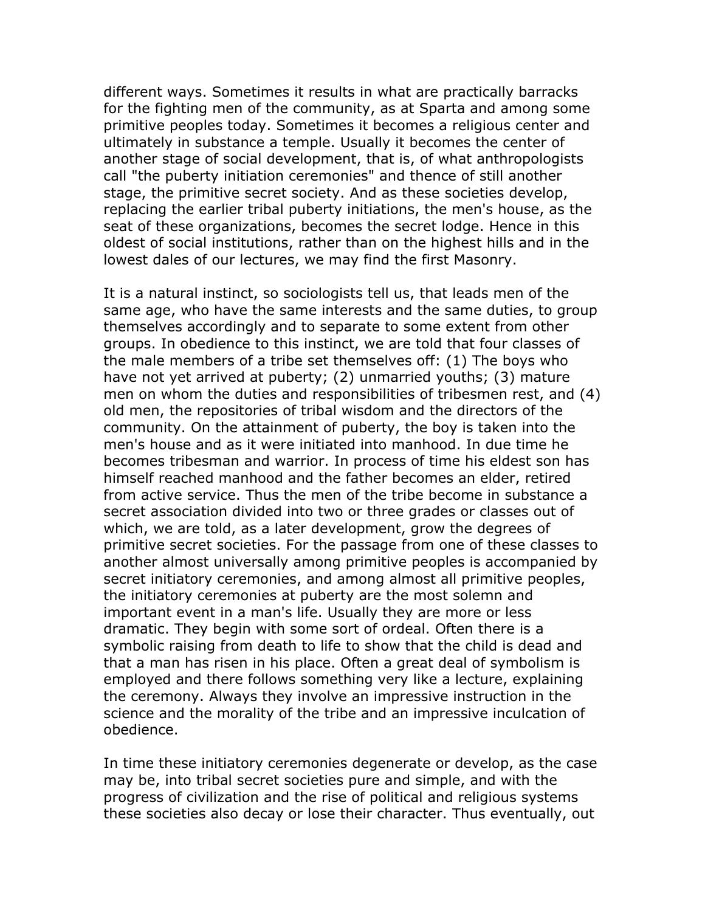different ways. Sometimes it results in what are practically barracks for the fighting men of the community, as at Sparta and among some primitive peoples today. Sometimes it becomes a religious center and ultimately in substance a temple. Usually it becomes the center of another stage of social development, that is, of what anthropologists call "the puberty initiation ceremonies" and thence of still another stage, the primitive secret society. And as these societies develop, replacing the earlier tribal puberty initiations, the men's house, as the seat of these organizations, becomes the secret lodge. Hence in this oldest of social institutions, rather than on the highest hills and in the lowest dales of our lectures, we may find the first Masonry.

It is a natural instinct, so sociologists tell us, that leads men of the same age, who have the same interests and the same duties, to group themselves accordingly and to separate to some extent from other groups. In obedience to this instinct, we are told that four classes of the male members of a tribe set themselves off: (1) The boys who have not yet arrived at puberty; (2) unmarried youths; (3) mature men on whom the duties and responsibilities of tribesmen rest, and (4) old men, the repositories of tribal wisdom and the directors of the community. On the attainment of puberty, the boy is taken into the men's house and as it were initiated into manhood. In due time he becomes tribesman and warrior. In process of time his eldest son has himself reached manhood and the father becomes an elder, retired from active service. Thus the men of the tribe become in substance a secret association divided into two or three grades or classes out of which, we are told, as a later development, grow the degrees of primitive secret societies. For the passage from one of these classes to another almost universally among primitive peoples is accompanied by secret initiatory ceremonies, and among almost all primitive peoples, the initiatory ceremonies at puberty are the most solemn and important event in a man's life. Usually they are more or less dramatic. They begin with some sort of ordeal. Often there is a symbolic raising from death to life to show that the child is dead and that a man has risen in his place. Often a great deal of symbolism is employed and there follows something very like a lecture, explaining the ceremony. Always they involve an impressive instruction in the science and the morality of the tribe and an impressive inculcation of obedience.

In time these initiatory ceremonies degenerate or develop, as the case may be, into tribal secret societies pure and simple, and with the progress of civilization and the rise of political and religious systems these societies also decay or lose their character. Thus eventually, out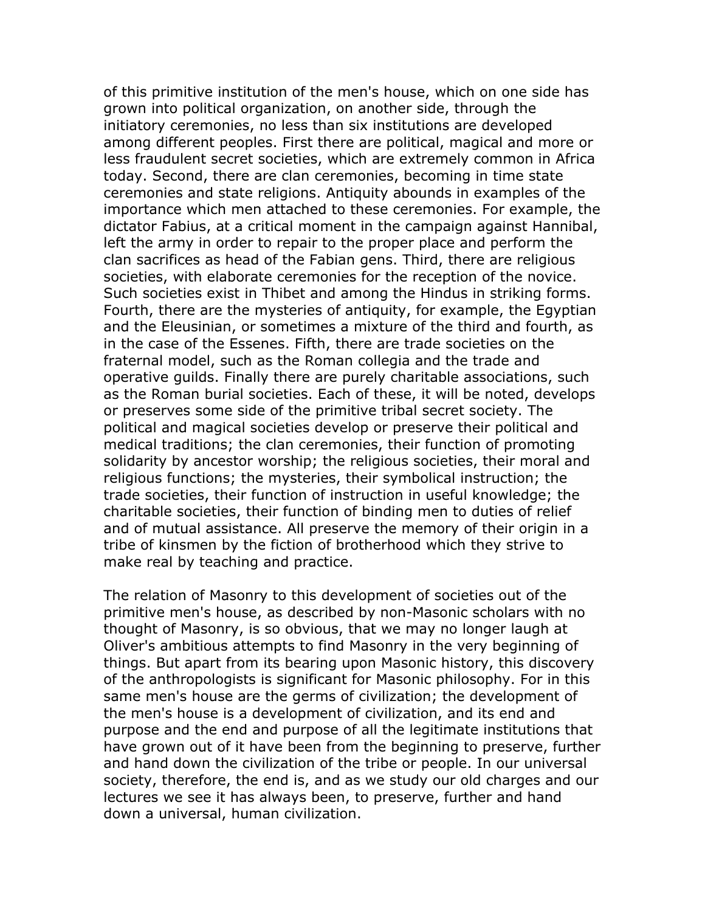of this primitive institution of the men's house, which on one side has grown into political organization, on another side, through the initiatory ceremonies, no less than six institutions are developed among different peoples. First there are political, magical and more or less fraudulent secret societies, which are extremely common in Africa today. Second, there are clan ceremonies, becoming in time state ceremonies and state religions. Antiquity abounds in examples of the importance which men attached to these ceremonies. For example, the dictator Fabius, at a critical moment in the campaign against Hannibal, left the army in order to repair to the proper place and perform the clan sacrifices as head of the Fabian gens. Third, there are religious societies, with elaborate ceremonies for the reception of the novice. Such societies exist in Thibet and among the Hindus in striking forms. Fourth, there are the mysteries of antiquity, for example, the Egyptian and the Eleusinian, or sometimes a mixture of the third and fourth, as in the case of the Essenes. Fifth, there are trade societies on the fraternal model, such as the Roman collegia and the trade and operative guilds. Finally there are purely charitable associations, such as the Roman burial societies. Each of these, it will be noted, develops or preserves some side of the primitive tribal secret society. The political and magical societies develop or preserve their political and medical traditions; the clan ceremonies, their function of promoting solidarity by ancestor worship; the religious societies, their moral and religious functions; the mysteries, their symbolical instruction; the trade societies, their function of instruction in useful knowledge; the charitable societies, their function of binding men to duties of relief and of mutual assistance. All preserve the memory of their origin in a tribe of kinsmen by the fiction of brotherhood which they strive to make real by teaching and practice.

The relation of Masonry to this development of societies out of the primitive men's house, as described by non-Masonic scholars with no thought of Masonry, is so obvious, that we may no longer laugh at Oliver's ambitious attempts to find Masonry in the very beginning of things. But apart from its bearing upon Masonic history, this discovery of the anthropologists is significant for Masonic philosophy. For in this same men's house are the germs of civilization; the development of the men's house is a development of civilization, and its end and purpose and the end and purpose of all the legitimate institutions that have grown out of it have been from the beginning to preserve, further and hand down the civilization of the tribe or people. In our universal society, therefore, the end is, and as we study our old charges and our lectures we see it has always been, to preserve, further and hand down a universal, human civilization.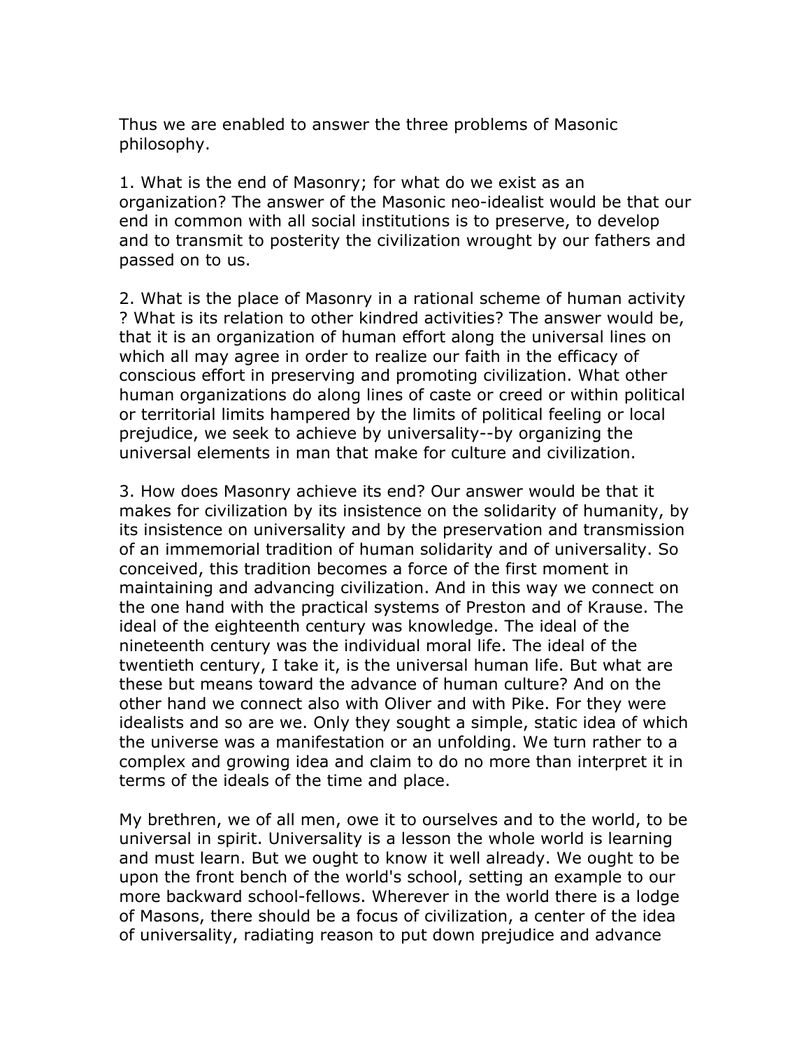Thus we are enabled to answer the three problems of Masonic philosophy.

1. What is the end of Masonry; for what do we exist as an organization? The answer of the Masonic neo-idealist would be that our end in common with all social institutions is to preserve, to develop and to transmit to posterity the civilization wrought by our fathers and passed on to us.

2. What is the place of Masonry in a rational scheme of human activity ? What is its relation to other kindred activities? The answer would be, that it is an organization of human effort along the universal lines on which all may agree in order to realize our faith in the efficacy of conscious effort in preserving and promoting civilization. What other human organizations do along lines of caste or creed or within political or territorial limits hampered by the limits of political feeling or local prejudice, we seek to achieve by universality--by organizing the universal elements in man that make for culture and civilization.

3. How does Masonry achieve its end? Our answer would be that it makes for civilization by its insistence on the solidarity of humanity, by its insistence on universality and by the preservation and transmission of an immemorial tradition of human solidarity and of universality. So conceived, this tradition becomes a force of the first moment in maintaining and advancing civilization. And in this way we connect on the one hand with the practical systems of Preston and of Krause. The ideal of the eighteenth century was knowledge. The ideal of the nineteenth century was the individual moral life. The ideal of the twentieth century, I take it, is the universal human life. But what are these but means toward the advance of human culture? And on the other hand we connect also with Oliver and with Pike. For they were idealists and so are we. Only they sought a simple, static idea of which the universe was a manifestation or an unfolding. We turn rather to a complex and growing idea and claim to do no more than interpret it in terms of the ideals of the time and place.

My brethren, we of all men, owe it to ourselves and to the world, to be universal in spirit. Universality is a lesson the whole world is learning and must learn. But we ought to know it well already. We ought to be upon the front bench of the world's school, setting an example to our more backward school-fellows. Wherever in the world there is a lodge of Masons, there should be a focus of civilization, a center of the idea of universality, radiating reason to put down prejudice and advance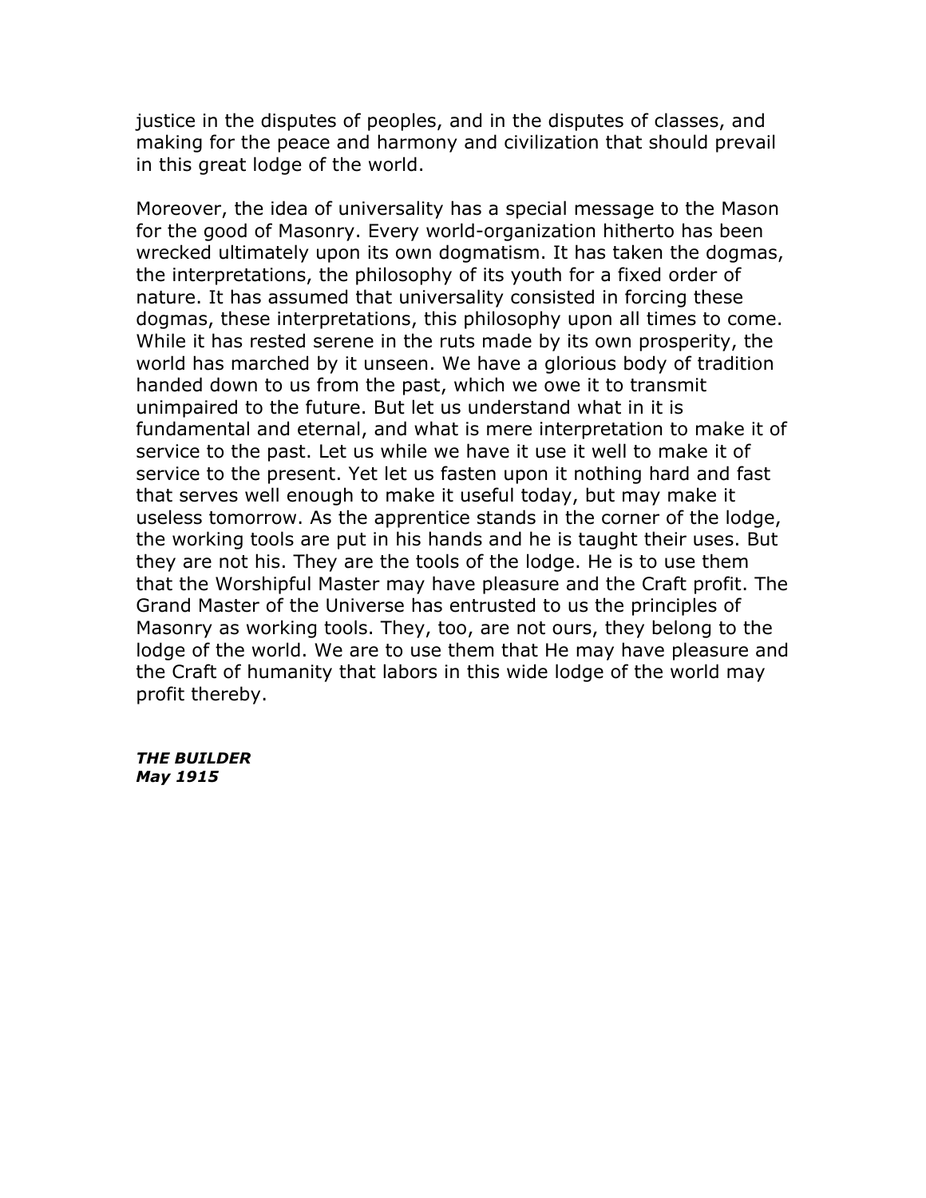justice in the disputes of peoples, and in the disputes of classes, and making for the peace and harmony and civilization that should prevail in this great lodge of the world.

Moreover, the idea of universality has a special message to the Mason for the good of Masonry. Every world-organization hitherto has been wrecked ultimately upon its own dogmatism. It has taken the dogmas, the interpretations, the philosophy of its youth for a fixed order of nature. It has assumed that universality consisted in forcing these dogmas, these interpretations, this philosophy upon all times to come. While it has rested serene in the ruts made by its own prosperity, the world has marched by it unseen. We have a glorious body of tradition handed down to us from the past, which we owe it to transmit unimpaired to the future. But let us understand what in it is fundamental and eternal, and what is mere interpretation to make it of service to the past. Let us while we have it use it well to make it of service to the present. Yet let us fasten upon it nothing hard and fast that serves well enough to make it useful today, but may make it useless tomorrow. As the apprentice stands in the corner of the lodge, the working tools are put in his hands and he is taught their uses. But they are not his. They are the tools of the lodge. He is to use them that the Worshipful Master may have pleasure and the Craft profit. The Grand Master of the Universe has entrusted to us the principles of Masonry as working tools. They, too, are not ours, they belong to the lodge of the world. We are to use them that He may have pleasure and the Craft of humanity that labors in this wide lodge of the world may profit thereby.

***THE BUILDER***
***May 1915***